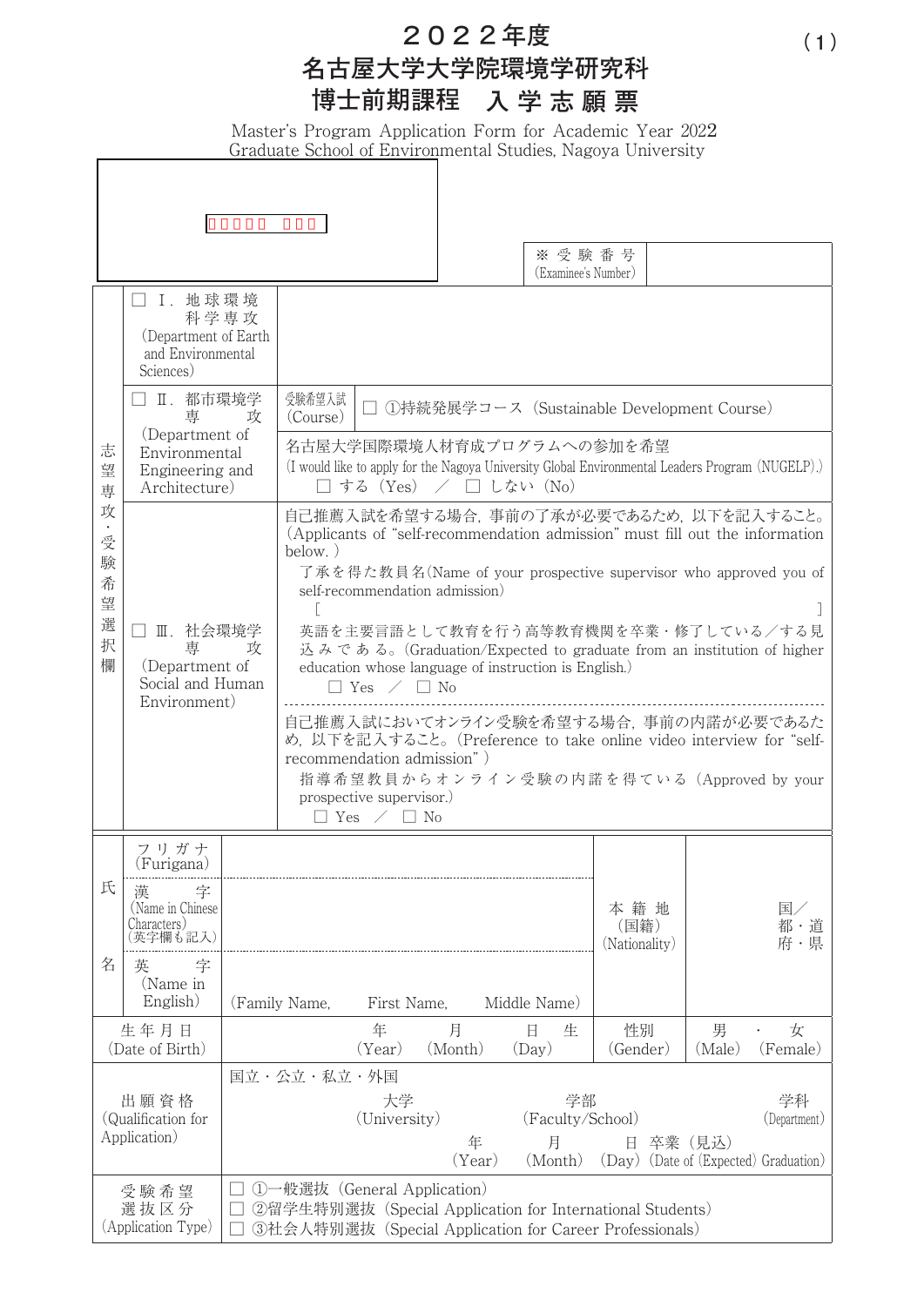# ２０２２年度
# 名古屋大学大学院環境学研究科
# 博士前期課程　入学志願票

Master's Program Application Form for Academic Year 2022
Graduate School of Environmental Studies, Nagoya University

| | |
|---|---|
| ※受験番号 (Examinee's Number) | |

| 志望専攻・受験希望選択欄 | | |
|---|---|---|
| | □ Ⅰ．地球環境科学専攻 (Department of Earth and Environmental Sciences) | |
| | □ Ⅱ．都市環境学専攻 (Department of Environmental Engineering and Architecture) | 受験希望入試 (Course)：□ ①持続発展学コース (Sustainable Development Course) |
| | | 名古屋大学国際環境人材育成プログラムへの参加を希望 (I would like to apply for the Nagoya University Global Environmental Leaders Program (NUGELP).) □ する (Yes) ／ □ しない (No) |
| | □ Ⅲ．社会環境学専攻 (Department of Social and Human Environment) | 自己推薦入試を希望する場合，事前の了承が必要であるため，以下を記入すること。(Applicants of "self-recommendation admission" must fill out the information below.)<br>了承を得た教員名(Name of your prospective supervisor who approved you of self-recommendation admission)<br>[　　　　　　　　　　]<br>英語を主要言語として教育を行う高等教育機関を卒業・修了している／する見込みである。(Graduation/Expected to graduate from an institution of higher education whose language of instruction is English.)<br>□ Yes ／ □ No<br>自己推薦入試においてオンライン受験を希望する場合，事前の内諾が必要であるため，以下を記入すること。(Preference to take online video interview for "self-recommendation admission")<br>指導希望教員からオンライン受験の内諾を得ている (Approved by your prospective supervisor.)<br>□ Yes ／ □ No |

| 氏名 | | | | |
|---|---|---|---|---|
| フリガナ (Furigana) | | | 本籍地 (国籍) (Nationality) | 国／都・道府・県 |
| 漢字 (Name in Chinese Characters) (英字欄も記入) | | | | |
| 英字 (Name in English) | (Family Name,　First Name,　Middle Name) | | | |
| 生年月日 (Date of Birth) | 年 (Year)　月 (Month)　日 (Day) 生 | | 性別 (Gender) | 男 (Male)・女 (Female) |
| 出願資格 (Qualification for Application) | 国立・公立・私立・外国<br>大学 (University)　学部 (Faculty/School)　学科 (Department)<br>年 (Year)　月 (Month)　日 (Day) 卒業（見込）(Date of (Expected) Graduation) | | | |
| 受験希望選抜区分 (Application Type) | □ ①一般選抜 (General Application)<br>□ ②留学生特別選抜 (Special Application for International Students)<br>□ ③社会人特別選抜 (Special Application for Career Professionals) | | | |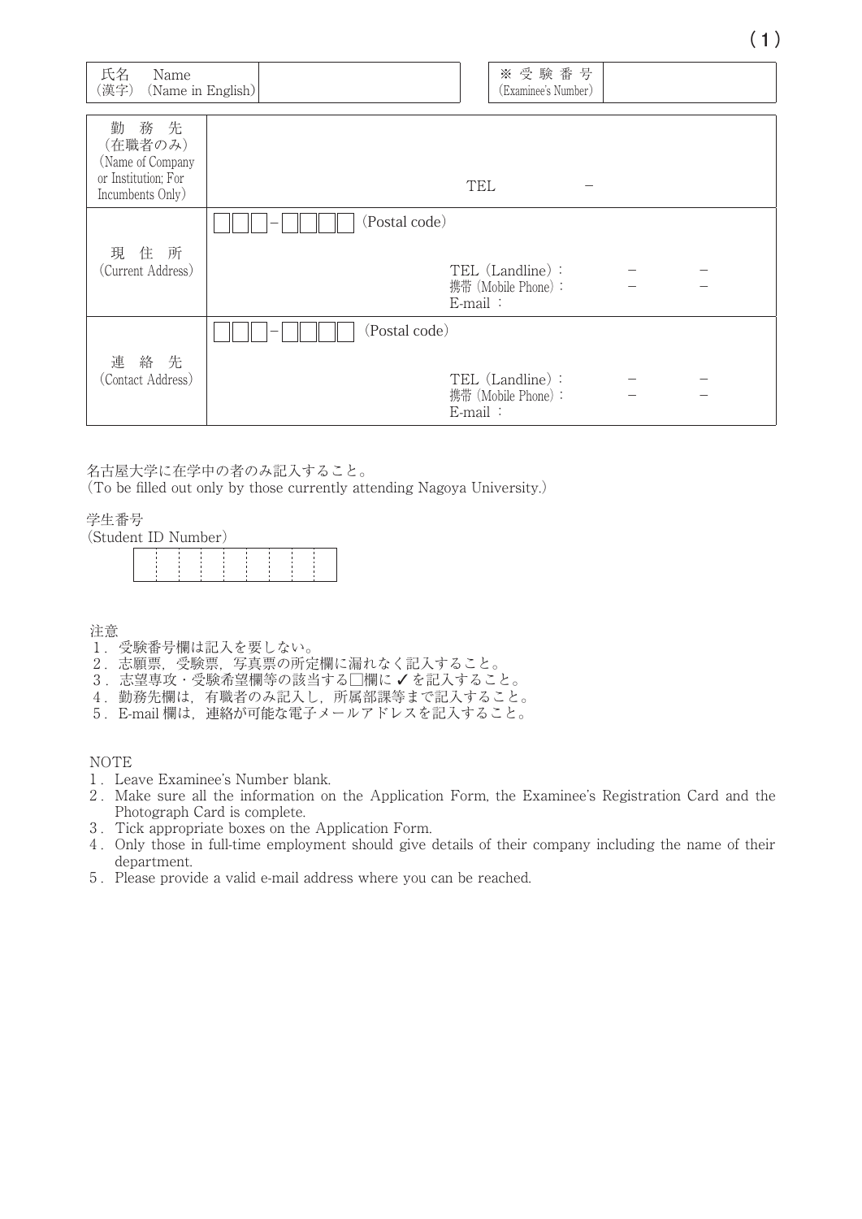(1)

| 氏名 Name（漢字）(Name in English) | | ※受験番号 (Examinee's Number) | |
|---|---|---|---|

| | |
|---|---|
| 勤務先（在職者のみ）(Name of Company or Institution; For Incumbents Only) | TEL － |
| 現住所 (Current Address) | □□□－□□□□ (Postal code)<br>TEL (Landline)： － －<br>携帯 (Mobile Phone)： － －<br>E-mail： |
| 連絡先 (Contact Address) | □□□－□□□□ (Postal code)<br>TEL (Landline)： － －<br>携帯 (Mobile Phone)： － －<br>E-mail： |

名古屋大学に在学中の者のみ記入すること。
(To be filled out only by those currently attending Nagoya University.)

学生番号
(Student ID Number)

| | | | | | | | | |
|---|---|---|---|---|---|---|---|---|
| | | | | | | | | |

注意

1．受験番号欄は記入を要しない。
2．志願票，受験票，写真票の所定欄に漏れなく記入すること。
3．志望専攻・受験希望欄等の該当する□欄に ✓ を記入すること。
4．勤務先欄は，有職者のみ記入し，所属部課等まで記入すること。
5．E-mail 欄は，連絡が可能な電子メールアドレスを記入すること。

NOTE

1. Leave Examinee's Number blank.
2. Make sure all the information on the Application Form, the Examinee's Registration Card and the Photograph Card is complete.
3. Tick appropriate boxes on the Application Form.
4. Only those in full-time employment should give details of their company including the name of their department.
5. Please provide a valid e-mail address where you can be reached.